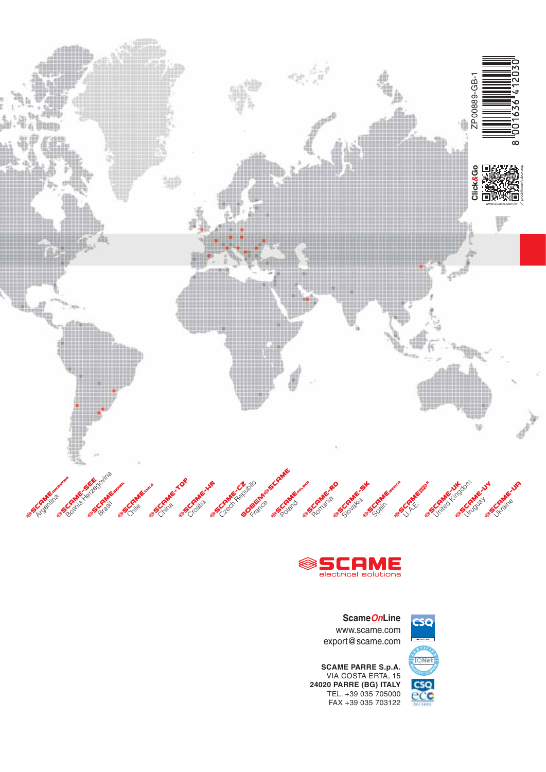ZP00889-GB-1

8 001636 412030

Click&Go

www.scame.com/en / prodotto/articolo.asp

SCAME ARGENTINA Argentina
SCAME-SEE Bosnia Herzegovina
SCAME BRASIL Brasil
SCAME CHILE Chile
SCAME-TOP China
SCAME-HR Croatia
SCAME-CZ Czech Republic
SOBEM SCAME France
SCAME POLSKA Poland
SCAME-RO Romania
SCAME-SK Slovakia
SCAME IBERICA Spain
SCAME MIDDLE EAST U.A.E.
SCAME-UK United Kingdom
SCAME-UY Uruguay
SCAME-UA Ukraine

SCAME
electrical solutions

**ScameOnLine**
www.scame.com
export@scame.com

**SCAME PARRE S.p.A.**
VIA COSTA ERTA, 15
**24020 PARRE (BG) ITALY**
TEL. +39 035 705000
FAX +39 035 703122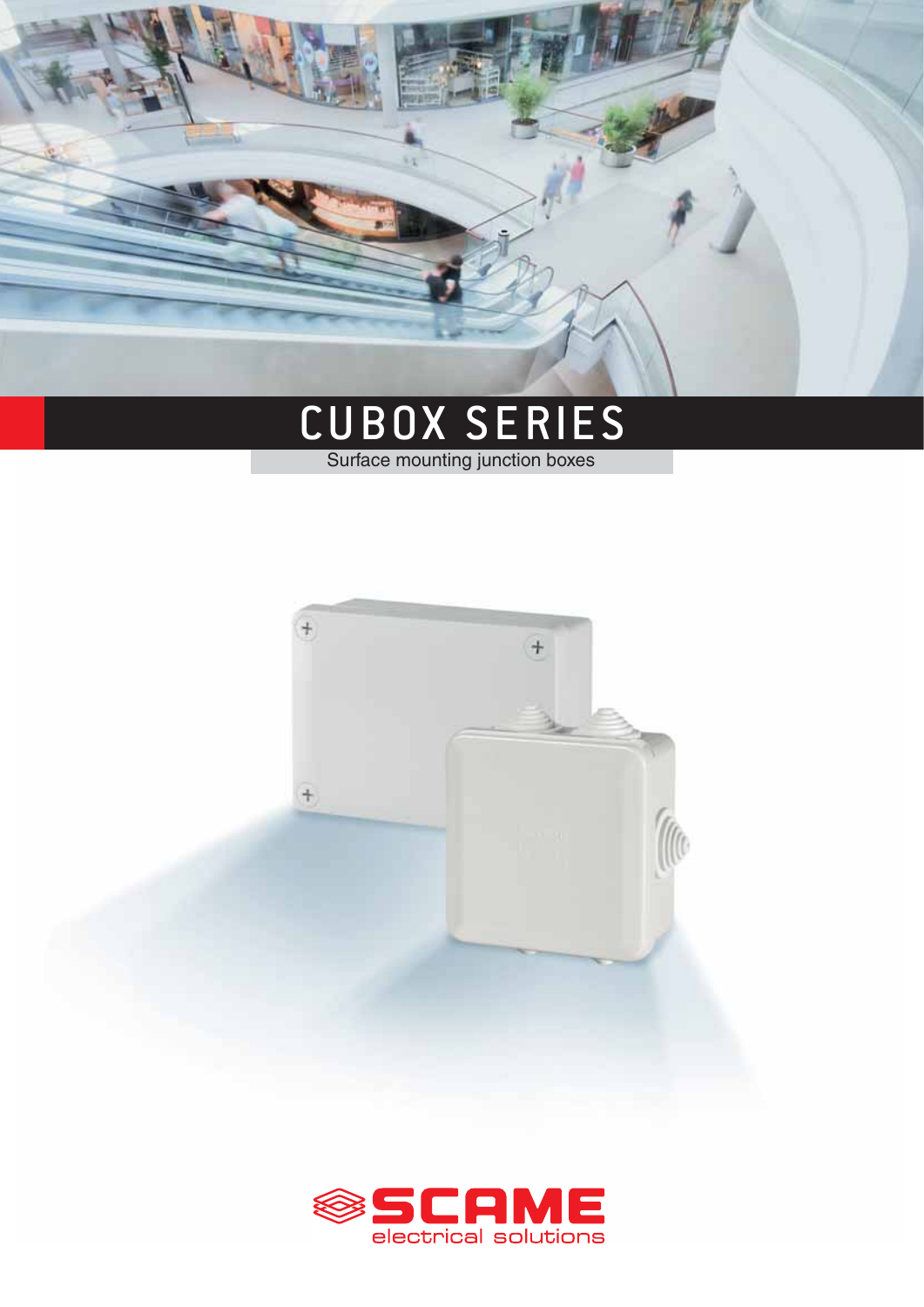# CUBOX SERIES

Surface mounting junction boxes

SCAME

electrical solutions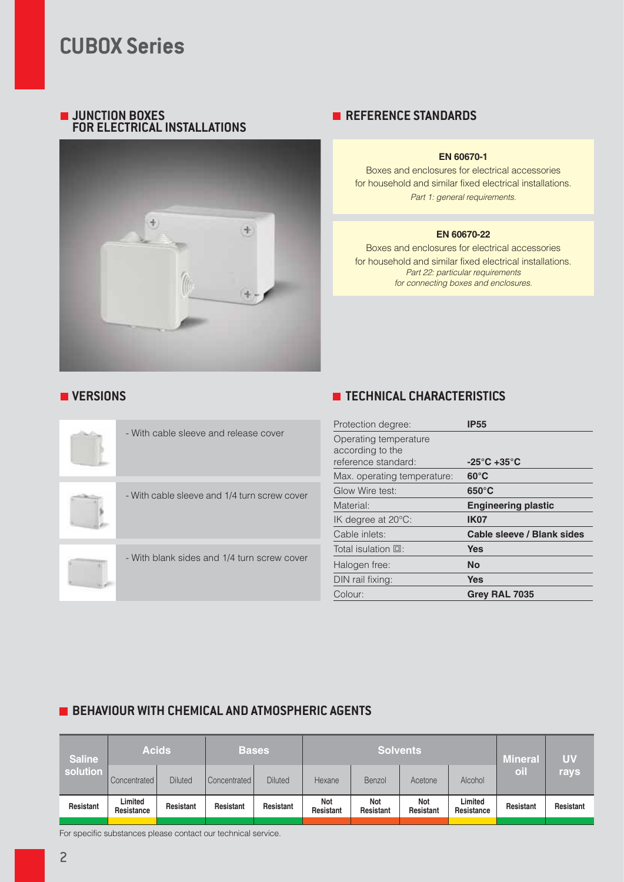# CUBOX Series

## JUNCTION BOXES FOR ELECTRICAL INSTALLATIONS

## REFERENCE STANDARDS

**EN 60670-1**
Boxes and enclosures for electrical accessories for household and similar fixed electrical installations.
*Part 1: general requirements.*

**EN 60670-22**
Boxes and enclosures for electrical accessories for household and similar fixed electrical installations.
*Part 22: particular requirements for connecting boxes and enclosures.*

## VERSIONS

- With cable sleeve and release cover
- With cable sleeve and 1/4 turn screw cover
- With blank sides and 1/4 turn screw cover

## TECHNICAL CHARACTERISTICS

| | |
|---|---|
| Protection degree: | **IP55** |
| Operating temperature according to the reference standard: | **-25°C +35°C** |
| Max. operating temperature: | **60°C** |
| Glow Wire test: | **650°C** |
| Material: | **Engineering plastic** |
| IK degree at 20°C: | **IK07** |
| Cable inlets: | **Cable sleeve / Blank sides** |
| Total isulation ⧈: | **Yes** |
| Halogen free: | **No** |
| DIN rail fixing: | **Yes** |
| Colour: | **Grey RAL 7035** |

## BEHAVIOUR WITH CHEMICAL AND ATMOSPHERIC AGENTS

| Saline solution | Acids | | Bases | | Solvents | | | | Mineral oil | UV rays |
|---|---|---|---|---|---|---|---|---|---|---|
| | Concentrated | Diluted | Concentrated | Diluted | Hexane | Benzol | Acetone | Alcohol | | |
| Resistant | Limited Resistance | Resistant | Resistant | Resistant | Not Resistant | Not Resistant | Not Resistant | Limited Resistance | Resistant | Resistant |

For specific substances please contact our technical service.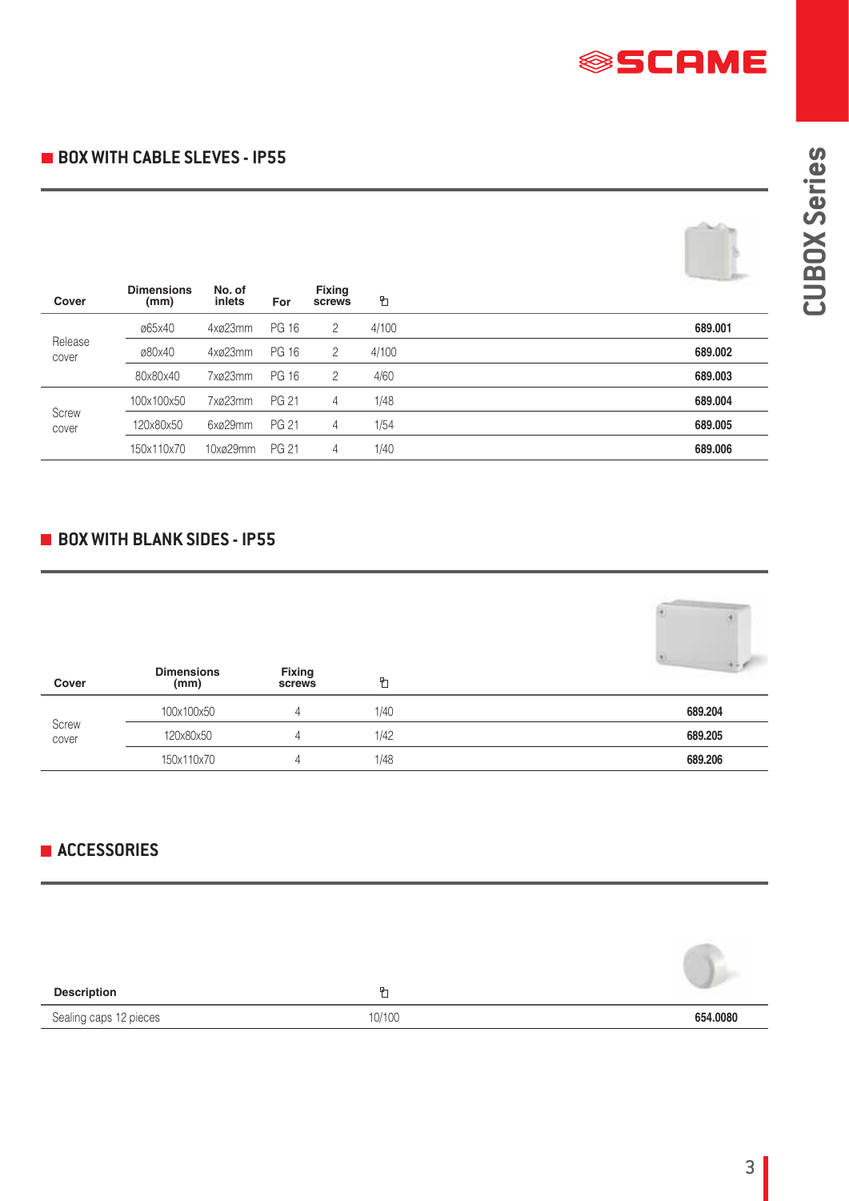## BOX WITH CABLE SLEEVES - IP55

| Cover | Dimensions (mm) | No. of inlets | For | Fixing screws | 📦 | |
|---|---|---|---|---|---|---|
| Release cover | ø65x40 | 4xø23mm | PG 16 | 2 | 4/100 | **689.001** |
| | ø80x40 | 4xø23mm | PG 16 | 2 | 4/100 | **689.002** |
| | 80x80x40 | 7xø23mm | PG 16 | 2 | 4/60 | **689.003** |
| Screw cover | 100x100x50 | 7xø23mm | PG 21 | 4 | 1/48 | **689.004** |
| | 120x80x50 | 6xø29mm | PG 21 | 4 | 1/54 | **689.005** |
| | 150x110x70 | 10xø29mm | PG 21 | 4 | 1/40 | **689.006** |

## BOX WITH BLANK SIDES - IP55

| Cover | Dimensions (mm) | Fixing screws | 📦 | |
|---|---|---|---|---|
| Screw cover | 100x100x50 | 4 | 1/40 | **689.204** |
| | 120x80x50 | 4 | 1/42 | **689.205** |
| | 150x110x70 | 4 | 1/48 | **689.206** |

## ACCESSORIES

| Description | 📦 | |
|---|---|---|
| Sealing caps 12 pieces | 10/100 | **654.0080** |